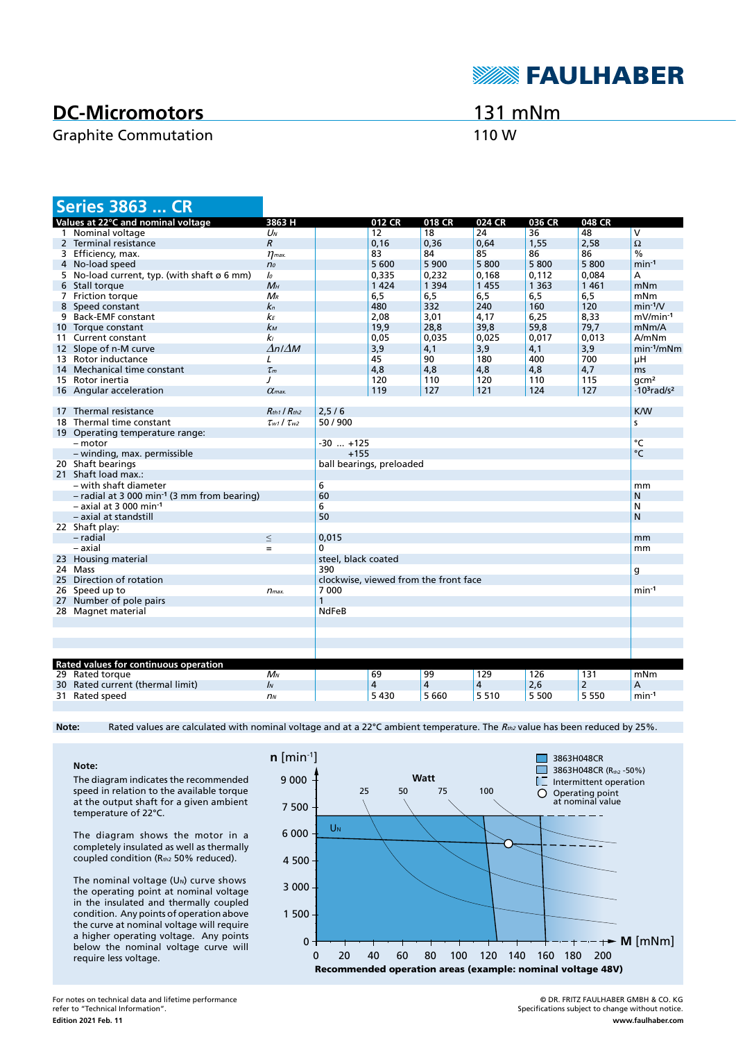# DC-Micromotors

Graphite Commutation

131 mNm

110 W

## Series 3863 ... CR

| Values at 22°C and nominal voltage | | 3863 H | | 012 CR | 018 CR | 024 CR | 036 CR | 048 CR | |
|---|---|---|---|---|---|---|---|---|---|
| 1 | Nominal voltage | $U_N$ | | 12 | 18 | 24 | 36 | 48 | V |
| 2 | Terminal resistance | $R$ | | 0,16 | 0,36 | 0,64 | 1,55 | 2,58 | Ω |
| 3 | Efficiency, max. | $\eta_{max.}$ | | 83 | 84 | 85 | 86 | 86 | % |
| 4 | No-load speed | $n_0$ | | 5 600 | 5 900 | 5 800 | 5 800 | 5 800 | min⁻¹ |
| 5 | No-load current, typ. (with shaft ø 6 mm) | $I_0$ | | 0,335 | 0,232 | 0,168 | 0,112 | 0,084 | A |
| 6 | Stall torque | $M_H$ | | 1 424 | 1 394 | 1 455 | 1 363 | 1 461 | mNm |
| 7 | Friction torque | $M_R$ | | 6,5 | 6,5 | 6,5 | 6,5 | 6,5 | mNm |
| 8 | Speed constant | $k_n$ | | 480 | 332 | 240 | 160 | 120 | min⁻¹/V |
| 9 | Back-EMF constant | $k_E$ | | 2,08 | 3,01 | 4,17 | 6,25 | 8,33 | mV/min⁻¹ |
| 10 | Torque constant | $k_M$ | | 19,9 | 28,8 | 39,8 | 59,8 | 79,7 | mNm/A |
| 11 | Current constant | $k_I$ | | 0,05 | 0,035 | 0,025 | 0,017 | 0,013 | A/mNm |
| 12 | Slope of n-M curve | $\Delta n/\Delta M$ | | 3,9 | 4,1 | 3,9 | 4,1 | 3,9 | min⁻¹/mNm |
| 13 | Rotor inductance | $L$ | | 45 | 90 | 180 | 400 | 700 | µH |
| 14 | Mechanical time constant | $\tau_m$ | | 4,8 | 4,8 | 4,8 | 4,8 | 4,7 | ms |
| 15 | Rotor inertia | $J$ | | 120 | 110 | 120 | 110 | 115 | gcm² |
| 16 | Angular acceleration | $\alpha_{max.}$ | | 119 | 127 | 121 | 124 | 127 | ·10³rad/s² |
| 17 | Thermal resistance | $R_{th1}$ / $R_{th2}$ | 2,5 / 6 | | | | | | K/W |
| 18 | Thermal time constant | $\tau_{w1}$ / $\tau_{w2}$ | 50 / 900 | | | | | | s |
| 19 | Operating temperature range: | | | | | | | | |
| | – motor | | -30 ... +125 | | | | | | °C |
| | – winding, max. permissible | | +155 | | | | | | °C |
| 20 | Shaft bearings | | ball bearings, preloaded | | | | | | |
| 21 | Shaft load max.: | | | | | | | | |
| | – with shaft diameter | | 6 | | | | | | mm |
| | – radial at 3 000 min⁻¹ (3 mm from bearing) | | 60 | | | | | | N |
| | – axial at 3 000 min⁻¹ | | 6 | | | | | | N |
| | – axial at standstill | | 50 | | | | | | N |
| 22 | Shaft play: | | | | | | | | |
| | – radial | ≤ | 0,015 | | | | | | mm |
| | – axial | = | 0 | | | | | | mm |
| 23 | Housing material | | steel, black coated | | | | | | |
| 24 | Mass | | 390 | | | | | | g |
| 25 | Direction of rotation | | clockwise, viewed from the front face | | | | | | |
| 26 | Speed up to | $n_{max.}$ | 7 000 | | | | | | min⁻¹ |
| 27 | Number of pole pairs | | 1 | | | | | | |
| 28 | Magnet material | | NdFeB | | | | | | |
| **Rated values for continuous operation** | | | | | | | | | |
| 29 | Rated torque | $M_N$ | | 69 | 99 | 129 | 126 | 131 | mNm |
| 30 | Rated current (thermal limit) | $I_N$ | | 4 | 4 | 4 | 2,6 | 2 | A |
| 31 | Rated speed | $n_N$ | | 5 430 | 5 660 | 5 510 | 5 500 | 5 550 | min⁻¹ |

**Note:** Rated values are calculated with nominal voltage and at a 22°C ambient temperature. The $R_{th2}$ value has been reduced by 25%.

**Note:**

The diagram indicates the recommended speed in relation to the available torque at the output shaft for a given ambient temperature of 22°C.

The diagram shows the motor in a completely insulated as well as thermally coupled condition ($R_{th2}$ 50% reduced).

The nominal voltage ($U_N$) curve shows the operating point at nominal voltage in the insulated and thermally coupled condition. Any points of operation above the curve at nominal voltage will require a higher operating voltage. Any points below the nominal voltage curve will require less voltage.

**Recommended operation areas (example: nominal voltage 48V)**

For notes on technical data and lifetime performance refer to "Technical Information".

Edition 2021 Feb. 11

© DR. FRITZ FAULHABER GMBH & CO. KG
Specifications subject to change without notice.
www.faulhaber.com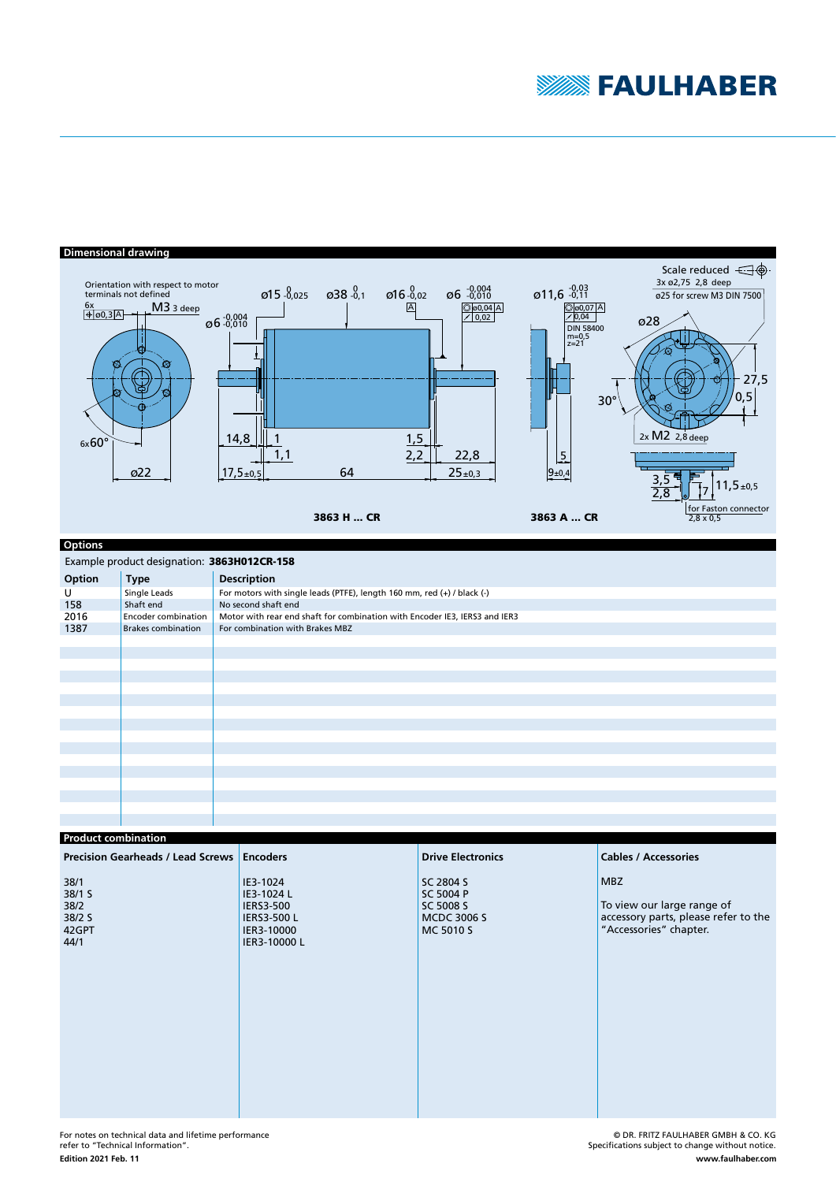## Dimensional drawing

Orientation with respect to motor terminals not defined

6x ⌖ ø0,3 A M3 3 deep

ø15 $^{0}_{-0,025}$ ø38 $^{0}_{-0,1}$ ø16 $^{0}_{-0,02}$ ø6 $^{-0,004}_{-0,010}$ ø11,6 $^{-0,03}_{-0,11}$

ø6 $^{-0,004}_{-0,010}$

ø0,04 A / 0,02

ø0,07 A / 0,04

DIN 58400 m=0,5 z=21

Scale reduced

3x ø2,75 2,8 deep

ø25 for screw M3 DIN 7500

ø28

30°

27,5

0,5

2x M2 2,8 deep

6x60°

ø22

14,8 1 1,1 1,5 2,2 22,8

17,5±0,5 64 25±0,3

9±0,4 5

3,5 2,8 7 11,5±0,5

for Faston connector 2,8 x 0,5

3863 H ... CR

3863 A ... CR

## Options

Example product designation: **3863H012CR-158**

| Option | Type | Description |
|---|---|---|
| U | Single Leads | For motors with single leads (PTFE), length 160 mm, red (+) / black (-) |
| 158 | Shaft end | No second shaft end |
| 2016 | Encoder combination | Motor with rear end shaft for combination with Encoder IE3, IERS3 and IER3 |
| 1387 | Brakes combination | For combination with Brakes MBZ |

## Product combination

| Precision Gearheads / Lead Screws | Encoders | Drive Electronics | Cables / Accessories |
|---|---|---|---|
| 38/1<br>38/1 S<br>38/2<br>38/2 S<br>42GPT<br>44/1 | IE3-1024<br>IE3-1024 L<br>IERS3-500<br>IERS3-500 L<br>IER3-10000<br>IER3-10000 L | SC 2804 S<br>SC 5004 P<br>SC 5008 S<br>MCDC 3006 S<br>MC 5010 S | MBZ<br><br>To view our large range of accessory parts, please refer to the "Accessories" chapter. |

For notes on technical data and lifetime performance refer to "Technical Information".

**Edition 2021 Feb. 11**

© DR. FRITZ FAULHABER GMBH & CO. KG
Specifications subject to change without notice.
**www.faulhaber.com**